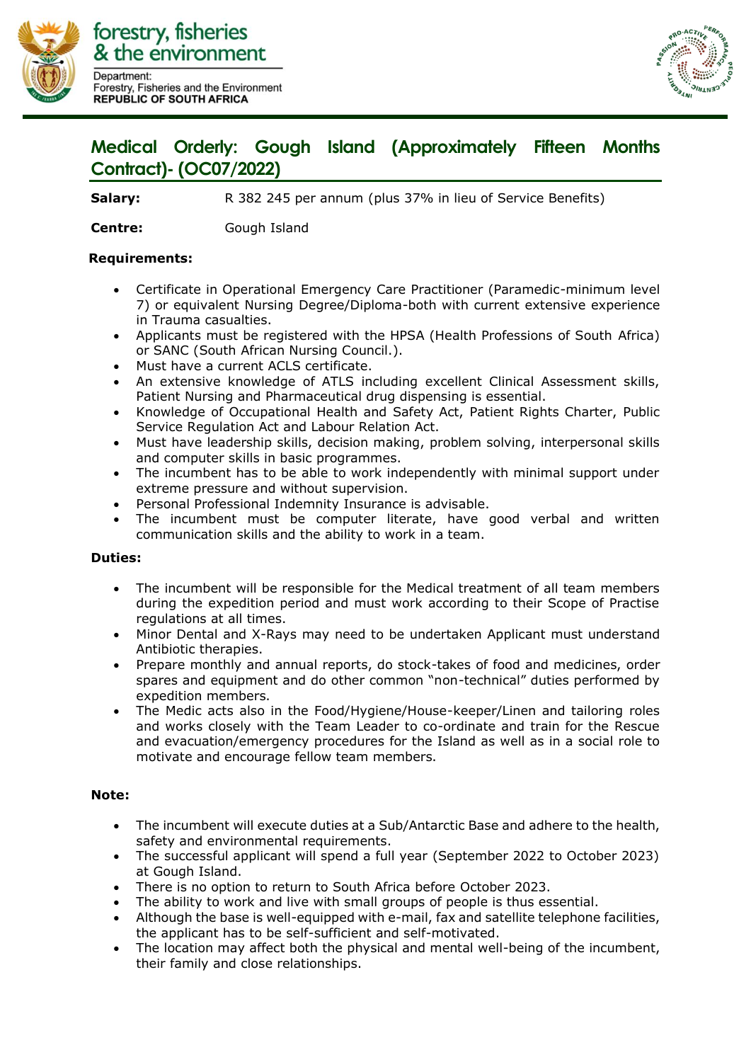forestry, fisheries & the environment

Department:
Forestry, Fisheries and the Environment
**REPUBLIC OF SOUTH AFRICA**

## Medical Orderly: Gough Island (Approximately Fifteen Months Contract)- (OC07/2022)

**Salary:** R 382 245 per annum (plus 37% in lieu of Service Benefits)

**Centre:** Gough Island

**Requirements:**

- Certificate in Operational Emergency Care Practitioner (Paramedic-minimum level 7) or equivalent Nursing Degree/Diploma-both with current extensive experience in Trauma casualties.
- Applicants must be registered with the HPSA (Health Professions of South Africa) or SANC (South African Nursing Council.).
- Must have a current ACLS certificate.
- An extensive knowledge of ATLS including excellent Clinical Assessment skills, Patient Nursing and Pharmaceutical drug dispensing is essential.
- Knowledge of Occupational Health and Safety Act, Patient Rights Charter, Public Service Regulation Act and Labour Relation Act.
- Must have leadership skills, decision making, problem solving, interpersonal skills and computer skills in basic programmes.
- The incumbent has to be able to work independently with minimal support under extreme pressure and without supervision.
- Personal Professional Indemnity Insurance is advisable.
- The incumbent must be computer literate, have good verbal and written communication skills and the ability to work in a team.

**Duties:**

- The incumbent will be responsible for the Medical treatment of all team members during the expedition period and must work according to their Scope of Practise regulations at all times.
- Minor Dental and X-Rays may need to be undertaken Applicant must understand Antibiotic therapies.
- Prepare monthly and annual reports, do stock-takes of food and medicines, order spares and equipment and do other common "non-technical" duties performed by expedition members.
- The Medic acts also in the Food/Hygiene/House-keeper/Linen and tailoring roles and works closely with the Team Leader to co-ordinate and train for the Rescue and evacuation/emergency procedures for the Island as well as in a social role to motivate and encourage fellow team members.

**Note:**

- The incumbent will execute duties at a Sub/Antarctic Base and adhere to the health, safety and environmental requirements.
- The successful applicant will spend a full year (September 2022 to October 2023) at Gough Island.
- There is no option to return to South Africa before October 2023.
- The ability to work and live with small groups of people is thus essential.
- Although the base is well-equipped with e-mail, fax and satellite telephone facilities, the applicant has to be self-sufficient and self-motivated.
- The location may affect both the physical and mental well-being of the incumbent, their family and close relationships.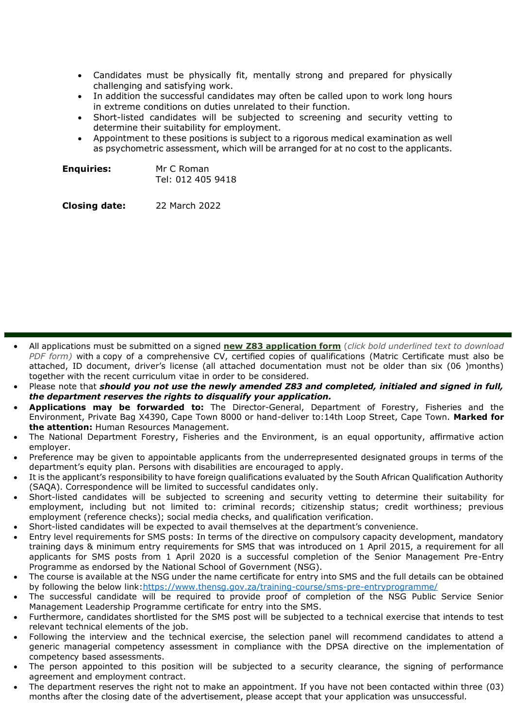- Candidates must be physically fit, mentally strong and prepared for physically challenging and satisfying work.
- In addition the successful candidates may often be called upon to work long hours in extreme conditions on duties unrelated to their function.
- Short-listed candidates will be subjected to screening and security vetting to determine their suitability for employment.
- Appointment to these positions is subject to a rigorous medical examination as well as psychometric assessment, which will be arranged for at no cost to the applicants.

**Enquiries:** Mr C Roman
Tel: 012 405 9418

**Closing date:** 22 March 2022

---

- All applications must be submitted on a signed **new Z83 application form** (*click bold underlined text to download PDF form)* with a copy of a comprehensive CV, certified copies of qualifications (Matric Certificate must also be attached, ID document, driver's license (all attached documentation must not be older than six (06 )months) together with the recent curriculum vitae in order to be considered.
- Please note that ***should you not use the newly amended Z83 and completed, initialed and signed in full, the department reserves the rights to disqualify your application.***
- **Applications may be forwarded to:** The Director-General, Department of Forestry, Fisheries and the Environment, Private Bag X4390, Cape Town 8000 or hand-deliver to:14th Loop Street, Cape Town. **Marked for the attention:** Human Resources Management.
- The National Department Forestry, Fisheries and the Environment, is an equal opportunity, affirmative action employer.
- Preference may be given to appointable applicants from the underrepresented designated groups in terms of the department's equity plan. Persons with disabilities are encouraged to apply.
- It is the applicant's responsibility to have foreign qualifications evaluated by the South African Qualification Authority (SAQA). Correspondence will be limited to successful candidates only.
- Short-listed candidates will be subjected to screening and security vetting to determine their suitability for employment, including but not limited to: criminal records; citizenship status; credit worthiness; previous employment (reference checks); social media checks, and qualification verification.
- Short-listed candidates will be expected to avail themselves at the department's convenience.
- Entry level requirements for SMS posts: In terms of the directive on compulsory capacity development, mandatory training days & minimum entry requirements for SMS that was introduced on 1 April 2015, a requirement for all applicants for SMS posts from 1 April 2020 is a successful completion of the Senior Management Pre-Entry Programme as endorsed by the National School of Government (NSG).
- The course is available at the NSG under the name certificate for entry into SMS and the full details can be obtained by following the below link:https://www.thensg.gov.za/training-course/sms-pre-entryprogramme/
- The successful candidate will be required to provide proof of completion of the NSG Public Service Senior Management Leadership Programme certificate for entry into the SMS.
- Furthermore, candidates shortlisted for the SMS post will be subjected to a technical exercise that intends to test relevant technical elements of the job.
- Following the interview and the technical exercise, the selection panel will recommend candidates to attend a generic managerial competency assessment in compliance with the DPSA directive on the implementation of competency based assessments.
- The person appointed to this position will be subjected to a security clearance, the signing of performance agreement and employment contract.
- The department reserves the right not to make an appointment. If you have not been contacted within three (03) months after the closing date of the advertisement, please accept that your application was unsuccessful.